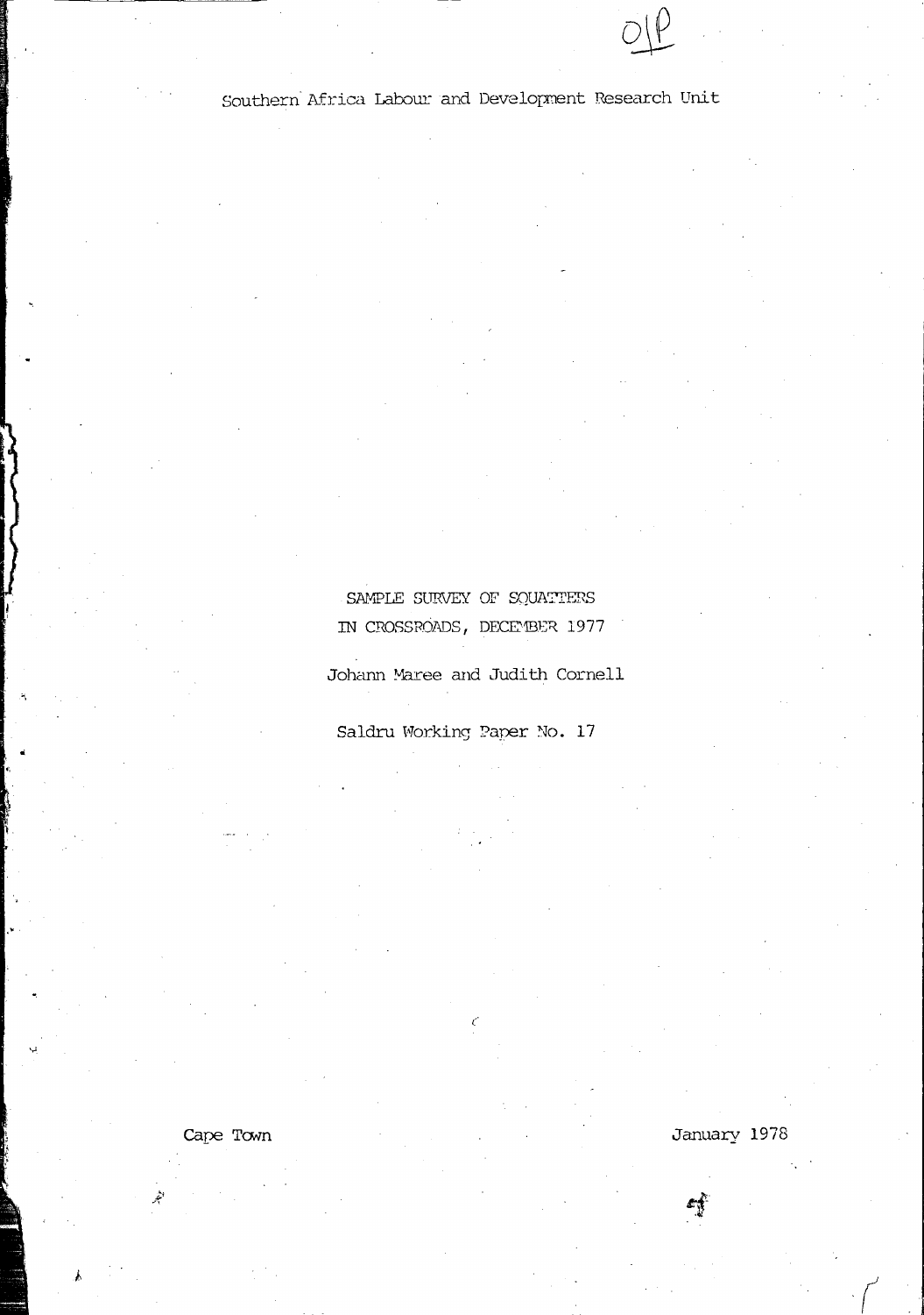Southern Africa Labour and Development Research Unit

# SAMPLE SURVEY OF SQUATTERS IN CROSSROADS, DECEMBER 1977

Johann Maree and Judith Cornell

Saldru Working Paper No. 17

Cape Town

January 1978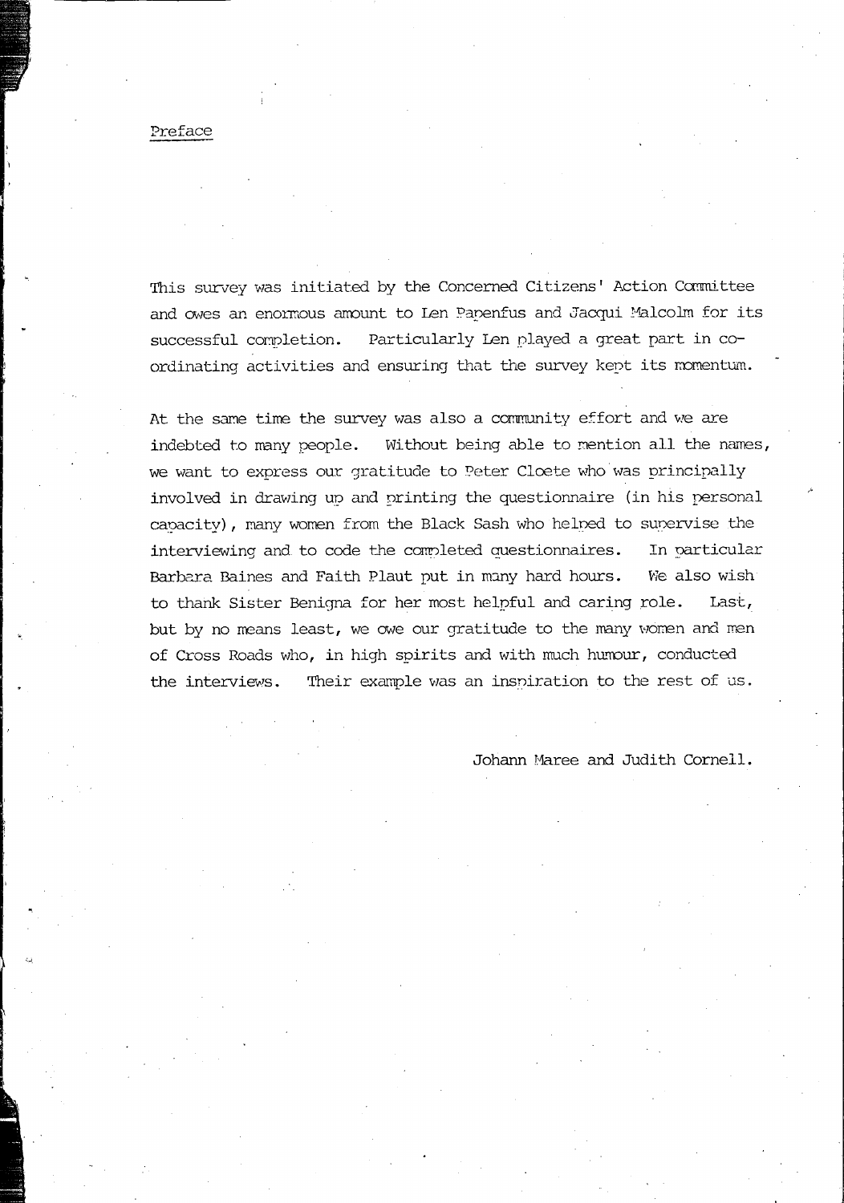## Preface

This survey was initiated by the Concerned Citizens' Action Committee and owes an enormous amount to Len Papenfus and Jacqui Malcolm for its successful completion. Particularly Len played a great part in co-ordinating activities and ensuring that the survey kept its momentum.

At the same time the survey was also a community effort and we are indebted to many people. Without being able to mention all the names, we want to express our gratitude to Peter Cloete who was principally involved in drawing up and printing the questionnaire (in his personal capacity), many women from the Black Sash who helped to supervise the interviewing and to code the completed questionnaires. In particular Barbara Baines and Faith Plaut put in many hard hours. We also wish to thank Sister Benigna for her most helpful and caring role. Last, but by no means least, we owe our gratitude to the many women and men of Cross Roads who, in high spirits and with much humour, conducted the interviews. Their example was an inspiration to the rest of us.

Johann Maree and Judith Cornell.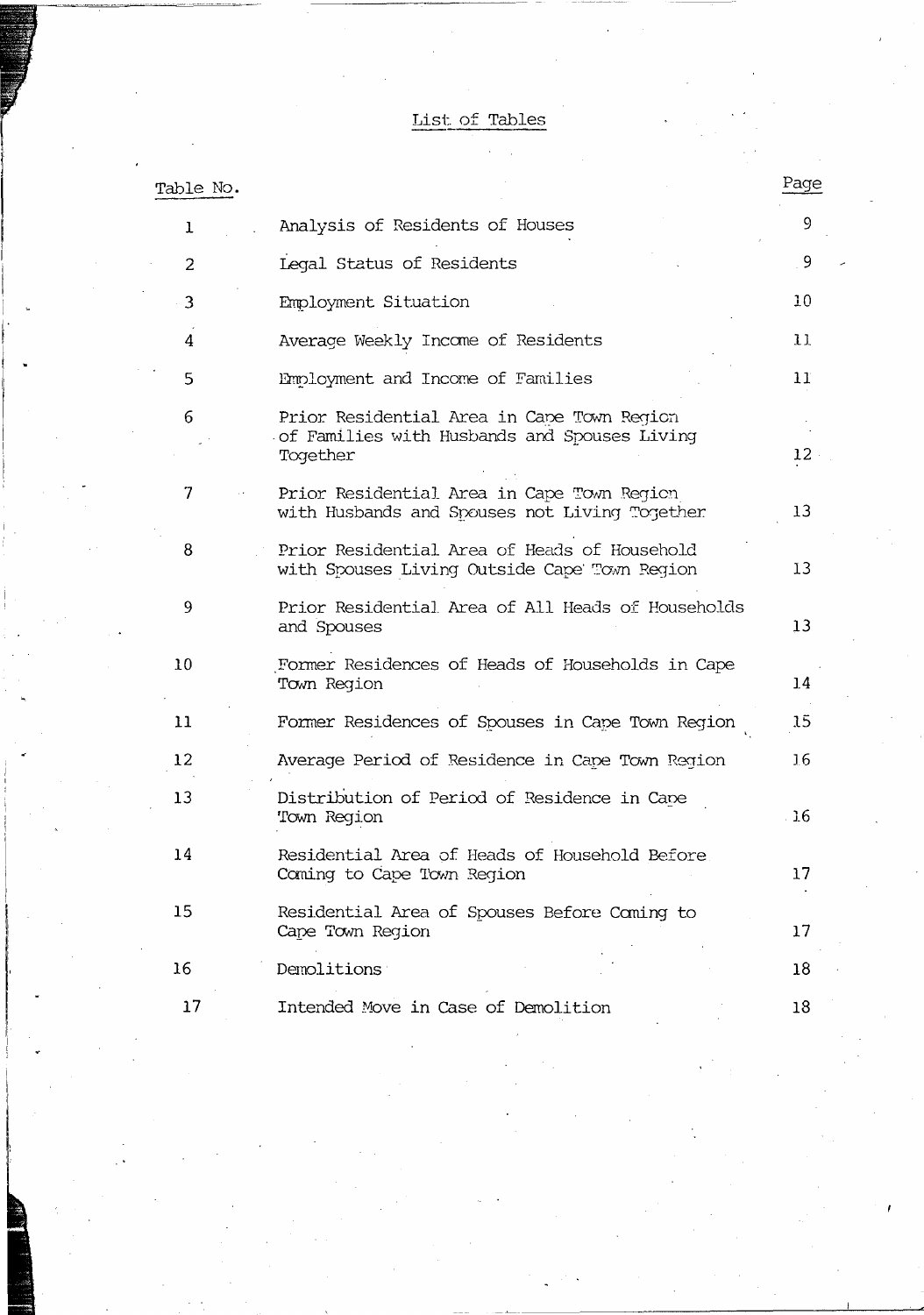# List of Tables

| Table No. | | Page |
|---|---|---|
| 1 | Analysis of Residents of Houses | 9 |
| 2 | Legal Status of Residents | 9 |
| 3 | Employment Situation | 10 |
| 4 | Average Weekly Income of Residents | 11 |
| 5 | Employment and Income of Families | 11 |
| 6 | Prior Residential Area in Cape Town Region of Families with Husbands and Spouses Living Together | 12 |
| 7 | Prior Residential Area in Cape Town Region with Husbands and Spouses not Living Together | 13 |
| 8 | Prior Residential Area of Heads of Household with Spouses Living Outside Cape Town Region | 13 |
| 9 | Prior Residential Area of All Heads of Households and Spouses | 13 |
| 10 | Former Residences of Heads of Households in Cape Town Region | 14 |
| 11 | Former Residences of Spouses in Cape Town Region | 15 |
| 12 | Average Period of Residence in Cape Town Region | 16 |
| 13 | Distribution of Period of Residence in Cape Town Region | 16 |
| 14 | Residential Area of Heads of Household Before Coming to Cape Town Region | 17 |
| 15 | Residential Area of Spouses Before Coming to Cape Town Region | 17 |
| 16 | Demolitions | 18 |
| 17 | Intended Move in Case of Demolition | 18 |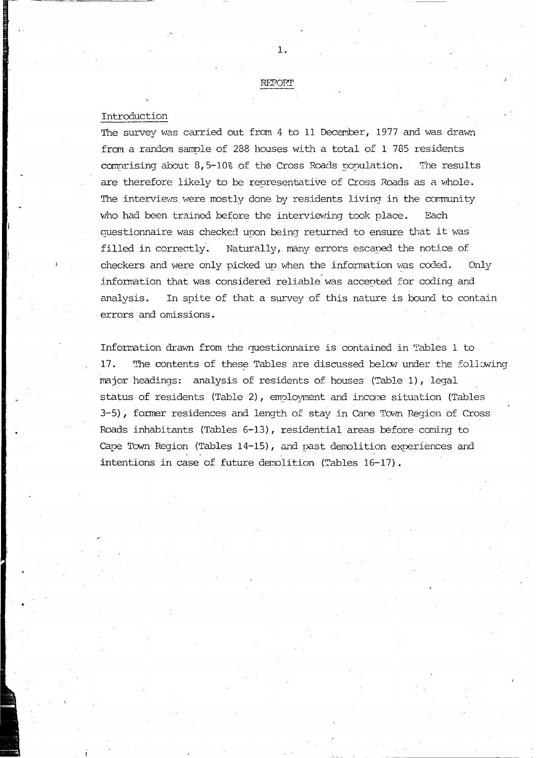## REPORT

### Introduction

The survey was carried out from 4 to 11 December, 1977 and was drawn from a random sample of 288 houses with a total of 1 785 residents comprising about 8,5-10% of the Cross Roads population. The results are therefore likely to be representative of Cross Roads as a whole. The interviews were mostly done by residents living in the community who had been trained before the interviewing took place. Each questionnaire was checked upon being returned to ensure that it was filled in correctly. Naturally, many errors escaped the notice of checkers and were only picked up when the information was coded. Only information that was considered reliable was accepted for coding and analysis. In spite of that a survey of this nature is bound to contain errors and omissions.

Information drawn from the questionnaire is contained in Tables 1 to 17. The contents of these Tables are discussed below under the following major headings: analysis of residents of houses (Table 1), legal status of residents (Table 2), employment and income situation (Tables 3-5), former residences and length of stay in Cape Town Region of Cross Roads inhabitants (Tables 6-13), residential areas before coming to Cape Town Region (Tables 14-15), and past demolition experiences and intentions in case of future demolition (Tables 16-17).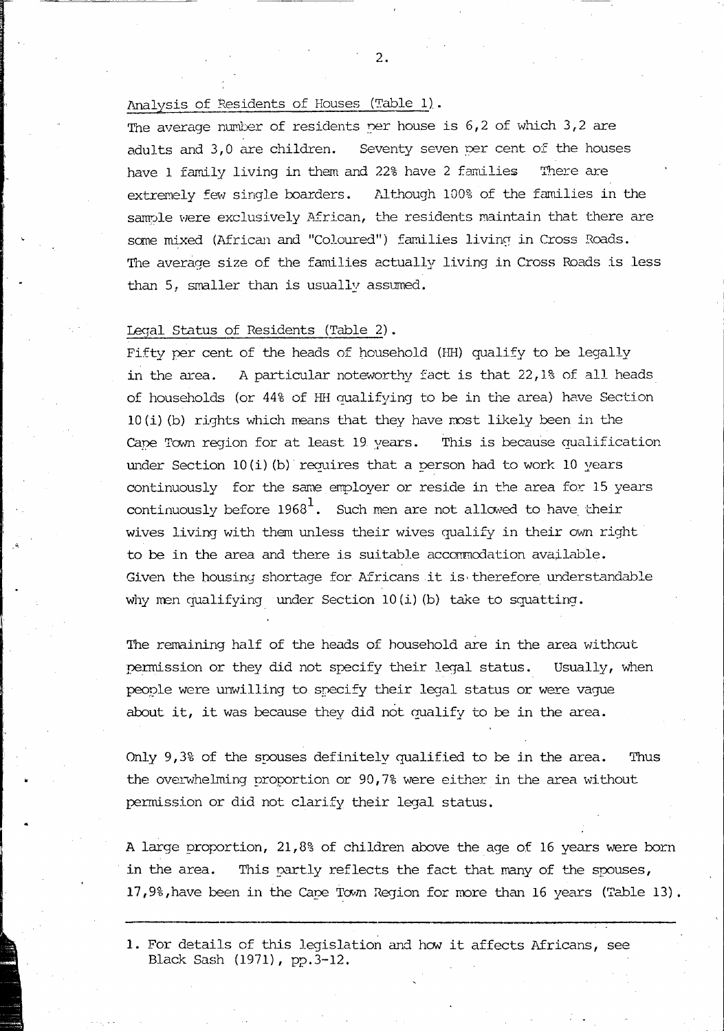Analysis of Residents of Houses (Table 1).

The average number of residents per house is 6,2 of which 3,2 are adults and 3,0 are children. Seventy seven per cent of the houses have 1 family living in them and 22% have 2 families There are extremely few single boarders. Although 100% of the families in the sample were exclusively African, the residents maintain that there are some mixed (African and "Coloured") families living in Cross Roads. The average size of the families actually living in Cross Roads is less than 5, smaller than is usually assumed.

Legal Status of Residents (Table 2).

Fifty per cent of the heads of household (HH) qualify to be legally in the area. A particular noteworthy fact is that 22,1% of all heads of households (or 44% of HH qualifying to be in the area) have Section 10(i)(b) rights which means that they have most likely been in the Cape Town region for at least 19 years. This is because qualification under Section 10(i)(b) requires that a person had to work 10 years continuously for the same employer or reside in the area for 15 years continuously before 1968[1]. Such men are not allowed to have their wives living with them unless their wives qualify in their own right to be in the area and there is suitable accommodation available. Given the housing shortage for Africans it is therefore understandable why men qualifying under Section 10(i)(b) take to squatting.

The remaining half of the heads of household are in the area without permission or they did not specify their legal status. Usually, when people were unwilling to specify their legal status or were vague about it, it was because they did not qualify to be in the area.

Only 9,3% of the spouses definitely qualified to be in the area. Thus the overwhelming proportion or 90,7% were either in the area without permission or did not clarify their legal status.

A large proportion, 21,8% of children above the age of 16 years were born in the area. This partly reflects the fact that many of the spouses, 17,9%, have been in the Cape Town Region for more than 16 years (Table 13).

---

1. For details of this legislation and how it affects Africans, see Black Sash (1971), pp.3-12.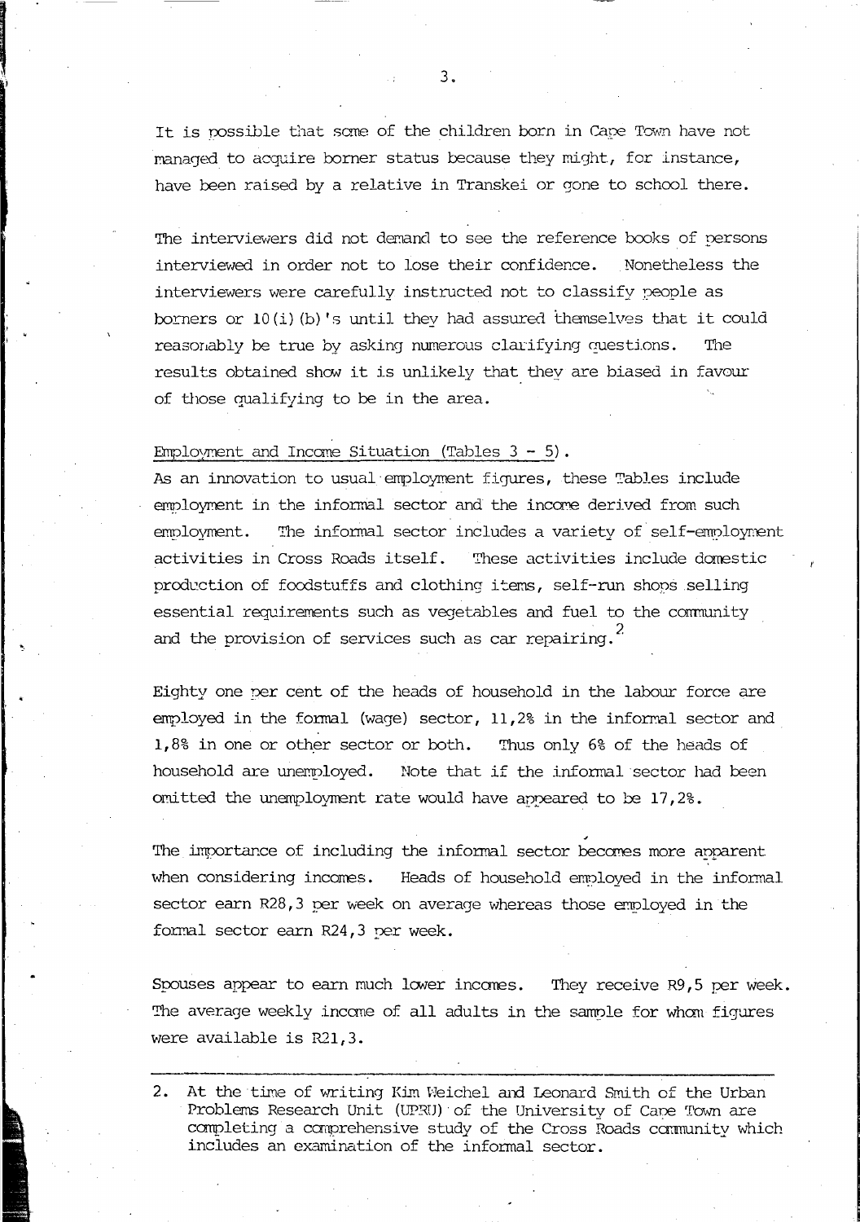It is possible that some of the children born in Cape Town have not managed to acquire borner status because they might, for instance, have been raised by a relative in Transkei or gone to school there.

The interviewers did not demand to see the reference books of persons interviewed in order not to lose their confidence. Nonetheless the interviewers were carefully instructed not to classify people as borners or 10(i)(b)'s until they had assured themselves that it could reasonably be true by asking numerous clarifying questions. The results obtained show it is unlikely that they are biased in favour of those qualifying to be in the area.

Employment and Income Situation (Tables 3 - 5).

As an innovation to usual employment figures, these Tables include employment in the informal sector and the income derived from such employment. The informal sector includes a variety of self-employment activities in Cross Roads itself. These activities include domestic production of foodstuffs and clothing items, self-run shops selling essential requirements such as vegetables and fuel to the community and the provision of services such as car repairing.[2]

Eighty one per cent of the heads of household in the labour force are employed in the formal (wage) sector, 11,2% in the informal sector and 1,8% in one or other sector or both. Thus only 6% of the heads of household are unemployed. Note that if the informal sector had been omitted the unemployment rate would have appeared to be 17,2%.

The importance of including the informal sector becomes more apparent when considering incomes. Heads of household employed in the informal sector earn R28,3 per week on average whereas those employed in the formal sector earn R24,3 per week.

Spouses appear to earn much lower incomes. They receive R9,5 per week. The average weekly income of all adults in the sample for whom figures were available is R21,3.

---

2. At the time of writing Kim Weichel and Leonard Smith of the Urban Problems Research Unit (UPRU) of the University of Cape Town are completing a comprehensive study of the Cross Roads community which includes an examination of the informal sector.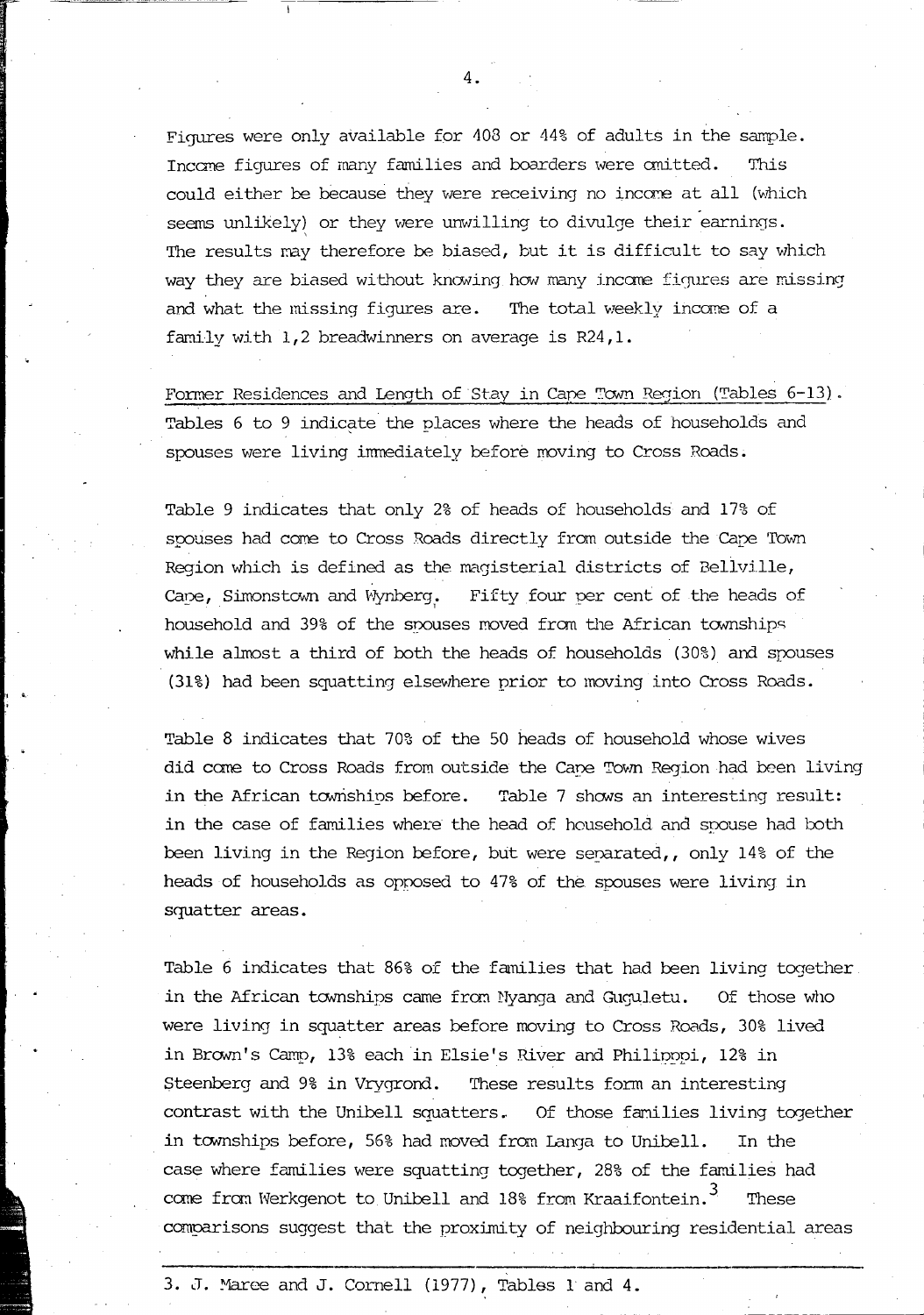Figures were only available for 408 or 44% of adults in the sample. Income figures of many families and boarders were omitted. This could either be because they were receiving no income at all (which seems unlikely) or they were unwilling to divulge their earnings. The results may therefore be biased, but it is difficult to say which way they are biased without knowing how many income figures are missing and what the missing figures are. The total weekly income of a family with 1,2 breadwinners on average is R24,1.

Former Residences and Length of Stay in Cape Town Region (Tables 6-13). Tables 6 to 9 indicate the places where the heads of households and spouses were living immediately before moving to Cross Roads.

Table 9 indicates that only 2% of heads of households and 17% of spouses had come to Cross Roads directly from outside the Cape Town Region which is defined as the magisterial districts of Bellville, Cape, Simonstown and Wynberg. Fifty four per cent of the heads of household and 39% of the spouses moved from the African townships while almost a third of both the heads of households (30%) and spouses (31%) had been squatting elsewhere prior to moving into Cross Roads.

Table 8 indicates that 70% of the 50 heads of household whose wives did come to Cross Roads from outside the Cape Town Region had been living in the African townships before. Table 7 shows an interesting result: in the case of families where the head of household and spouse had both been living in the Region before, but were separated,, only 14% of the heads of households as opposed to 47% of the spouses were living in squatter areas.

Table 6 indicates that 86% of the families that had been living together in the African townships came from Nyanga and Guguletu. Of those who were living in squatter areas before moving to Cross Roads, 30% lived in Brown's Camp, 13% each in Elsie's River and Philippi, 12% in Steenberg and 9% in Vrygrond. These results form an interesting contrast with the Unibell squatters. Of those families living together in townships before, 56% had moved from Langa to Unibell. In the case where families were squatting together, 28% of the families had come from Werkgenot to Unibell and 18% from Kraaifontein.[3] These comparisons suggest that the proximity of neighbouring residential areas

3. J. Maree and J. Cornell (1977), Tables 1 and 4.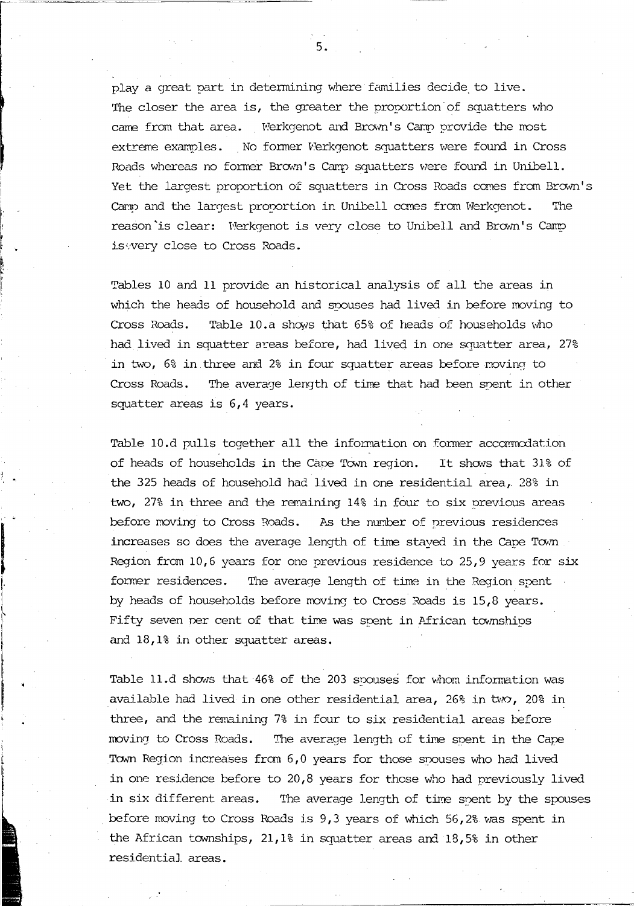play a great part in determining where families decide to live. The closer the area is, the greater the proportion of squatters who came from that area. Werkgenot and Brown's Camp provide the most extreme examples. No former Werkgenot squatters were found in Cross Roads whereas no former Brown's Camp squatters were found in Unibell. Yet the largest proportion of squatters in Cross Roads comes from Brown's Camp and the largest proportion in Unibell comes from Werkgenot. The reason is clear: Werkgenot is very close to Unibell and Brown's Camp is very close to Cross Roads.

Tables 10 and 11 provide an historical analysis of all the areas in which the heads of household and spouses had lived in before moving to Cross Roads. Table 10.a shows that 65% of heads of households who had lived in squatter areas before, had lived in one squatter area, 27% in two, 6% in three and 2% in four squatter areas before moving to Cross Roads. The average length of time that had been spent in other squatter areas is 6,4 years.

Table 10.d pulls together all the information on former accommodation of heads of households in the Cape Town region. It shows that 31% of the 325 heads of household had lived in one residential area, 28% in two, 27% in three and the remaining 14% in four to six previous areas before moving to Cross Roads. As the number of previous residences increases so does the average length of time stayed in the Cape Town Region from 10,6 years for one previous residence to 25,9 years for six former residences. The average length of time in the Region spent by heads of households before moving to Cross Roads is 15,8 years. Fifty seven per cent of that time was spent in African townships and 18,1% in other squatter areas.

Table 11.d shows that 46% of the 203 spouses for whom information was available had lived in one other residential area, 26% in two, 20% in three, and the remaining 7% in four to six residential areas before moving to Cross Roads. The average length of time spent in the Cape Town Region increases from 6,0 years for those spouses who had lived in one residence before to 20,8 years for those who had previously lived in six different areas. The average length of time spent by the spouses before moving to Cross Roads is 9,3 years of which 56,2% was spent in the African townships, 21,1% in squatter areas and 18,5% in other residential areas.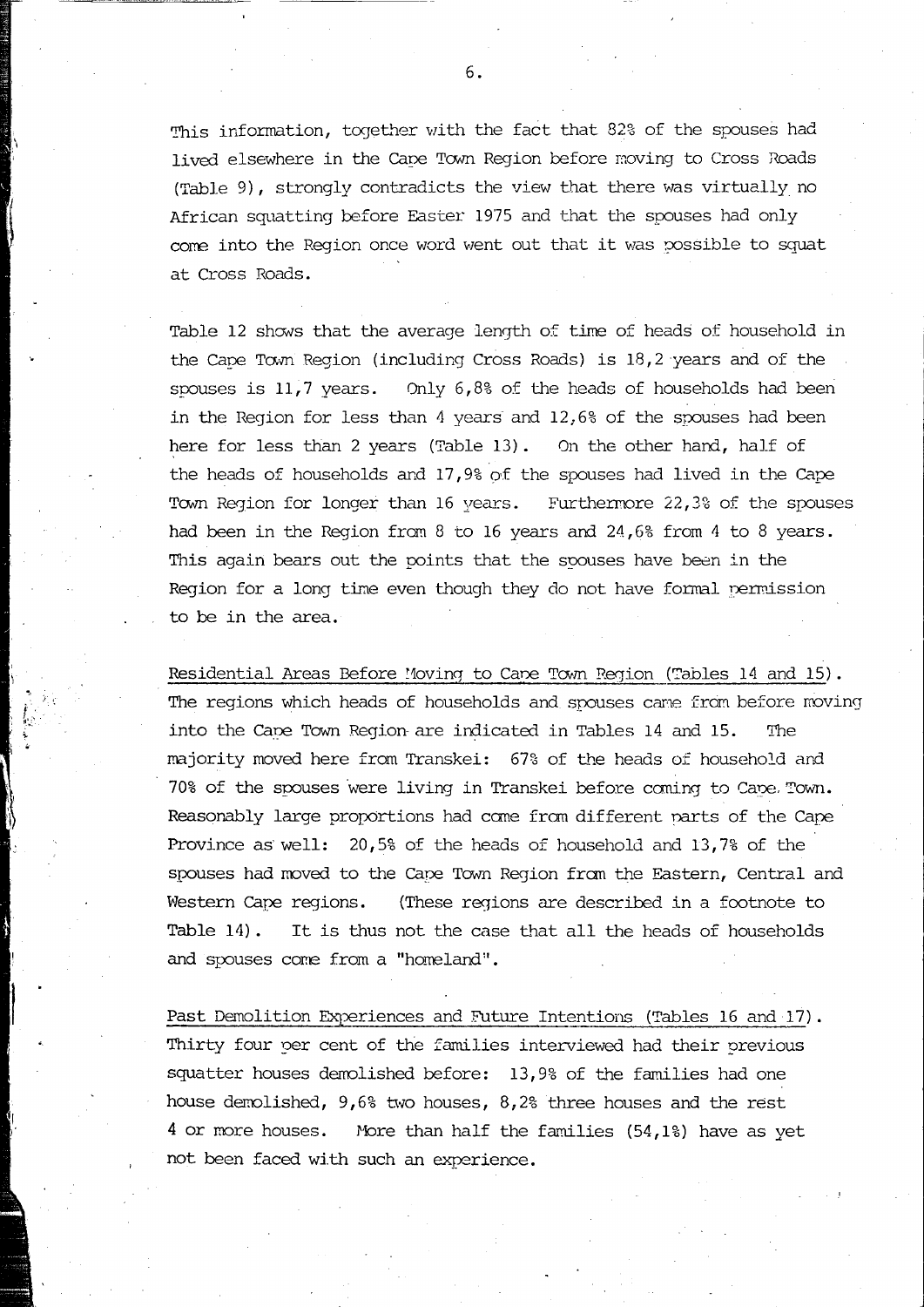This information, together with the fact that 82% of the spouses had lived elsewhere in the Cape Town Region before moving to Cross Roads (Table 9), strongly contradicts the view that there was virtually no African squatting before Easter 1975 and that the spouses had only come into the Region once word went out that it was possible to squat at Cross Roads.

Table 12 shows that the average length of time of heads of household in the Cape Town Region (including Cross Roads) is 18,2 years and of the spouses is 11,7 years. Only 6,8% of the heads of households had been in the Region for less than 4 years and 12,6% of the spouses had been here for less than 2 years (Table 13). On the other hand, half of the heads of households and 17,9% of the spouses had lived in the Cape Town Region for longer than 16 years. Furthermore 22,3% of the spouses had been in the Region from 8 to 16 years and 24,6% from 4 to 8 years. This again bears out the points that the spouses have been in the Region for a long time even though they do not have formal permission to be in the area.

Residential Areas Before Moving to Cape Town Region (Tables 14 and 15). The regions which heads of households and spouses came from before moving into the Cape Town Region are indicated in Tables 14 and 15. The majority moved here from Transkei: 67% of the heads of household and 70% of the spouses were living in Transkei before coming to Cape Town. Reasonably large proportions had come from different parts of the Cape Province as well: 20,5% of the heads of household and 13,7% of the spouses had moved to the Cape Town Region from the Eastern, Central and Western Cape regions. (These regions are described in a footnote to Table 14). It is thus not the case that all the heads of households and spouses come from a "homeland".

Past Demolition Experiences and Future Intentions (Tables 16 and 17). Thirty four per cent of the families interviewed had their previous squatter houses demolished before: 13,9% of the families had one house demolished, 9,6% two houses, 8,2% three houses and the rest 4 or more houses. More than half the families (54,1%) have as yet not been faced with such an experience.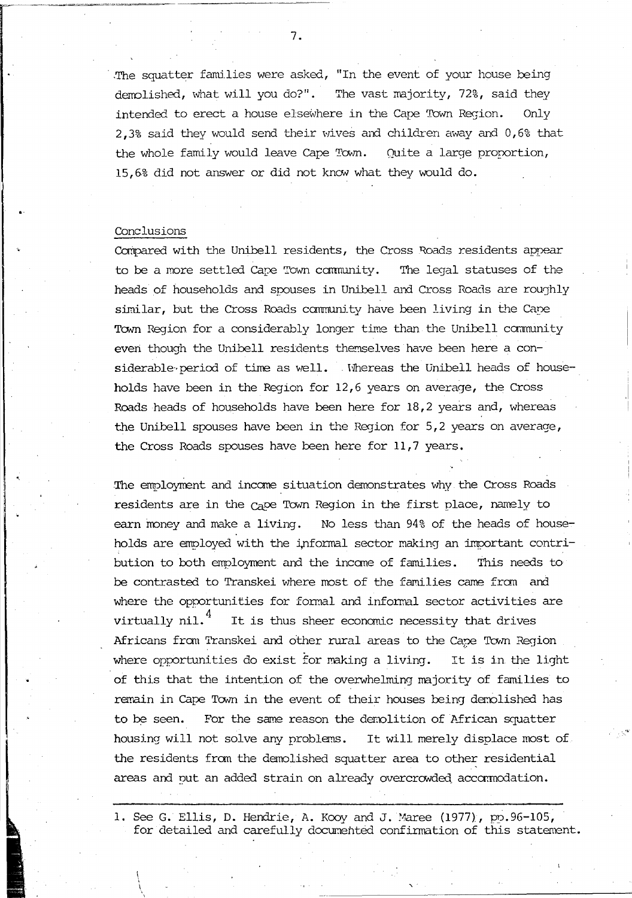The squatter families were asked, "In the event of your house being demolished, what will you do?". The vast majority, 72%, said they intended to erect a house elsewhere in the Cape Town Region. Only 2,3% said they would send their wives and children away and 0,6% that the whole family would leave Cape Town. Quite a large proportion, 15,6% did not answer or did not know what they would do.

## Conclusions

Compared with the Unibell residents, the Cross Roads residents appear to be a more settled Cape Town community. The legal statuses of the heads of households and spouses in Unibell and Cross Roads are roughly similar, but the Cross Roads community have been living in the Cape Town Region for a considerably longer time than the Unibell community even though the Unibell residents themselves have been here a considerable period of time as well. Whereas the Unibell heads of households have been in the Region for 12,6 years on average, the Cross Roads heads of households have been here for 18,2 years and, whereas the Unibell spouses have been in the Region for 5,2 years on average, the Cross Roads spouses have been here for 11,7 years.

The employment and income situation demonstrates why the Cross Roads residents are in the Cape Town Region in the first place, namely to earn money and make a living. No less than 94% of the heads of households are employed with the informal sector making an important contribution to both employment and the income of families. This needs to be contrasted to Transkei where most of the families came from and where the opportunities for formal and informal sector activities are virtually nil.[4] It is thus sheer economic necessity that drives Africans from Transkei and other rural areas to the Cape Town Region where opportunities do exist for making a living. It is in the light of this that the intention of the overwhelming majority of families to remain in Cape Town in the event of their houses being demolished has to be seen. For the same reason the demolition of African squatter housing will not solve any problems. It will merely displace most of the residents from the demolished squatter area to other residential areas and put an added strain on already overcrowded accommodation.

---

1. See G. Ellis, D. Hendrie, A. Kooy and J. Maree (1977), pp.96-105, for detailed and carefully documented confirmation of this statement.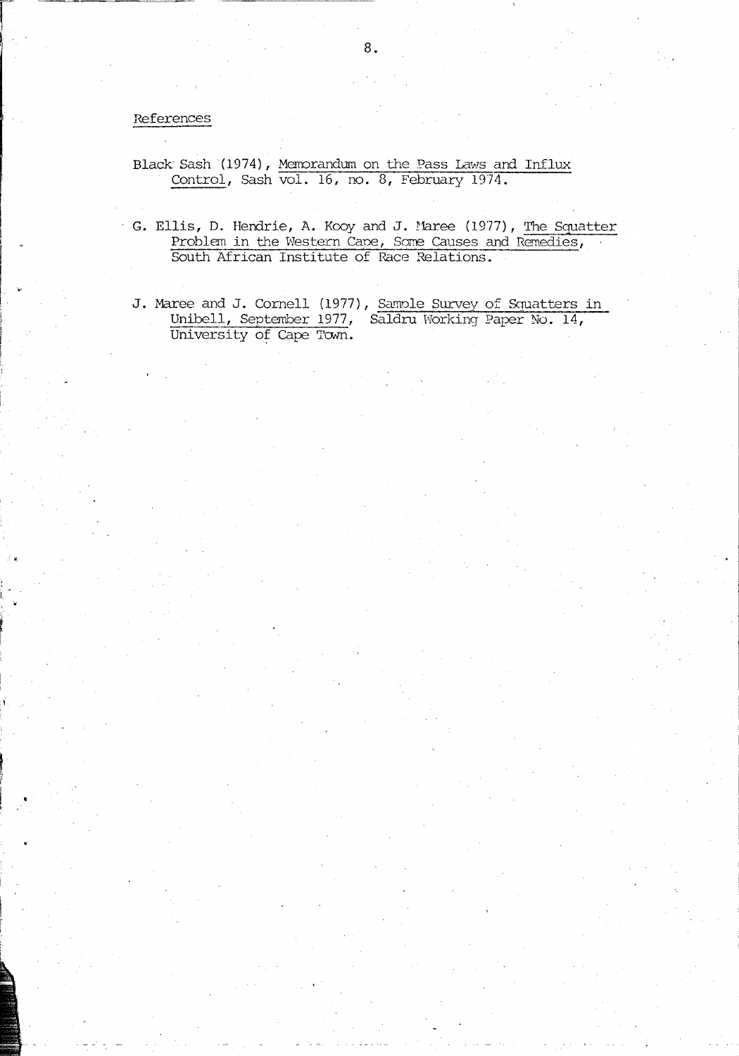## References

Black Sash (1974), Memorandum on the Pass Laws and Influx Control, Sash vol. 16, no. 8, February 1974.

G. Ellis, D. Hendrie, A. Kooy and J. Maree (1977), The Squatter Problem in the Western Cape, Some Causes and Remedies, South African Institute of Race Relations.

J. Maree and J. Cornell (1977), Sample Survey of Squatters in Unibell, September 1977, Saldru Working Paper No. 14, University of Cape Town.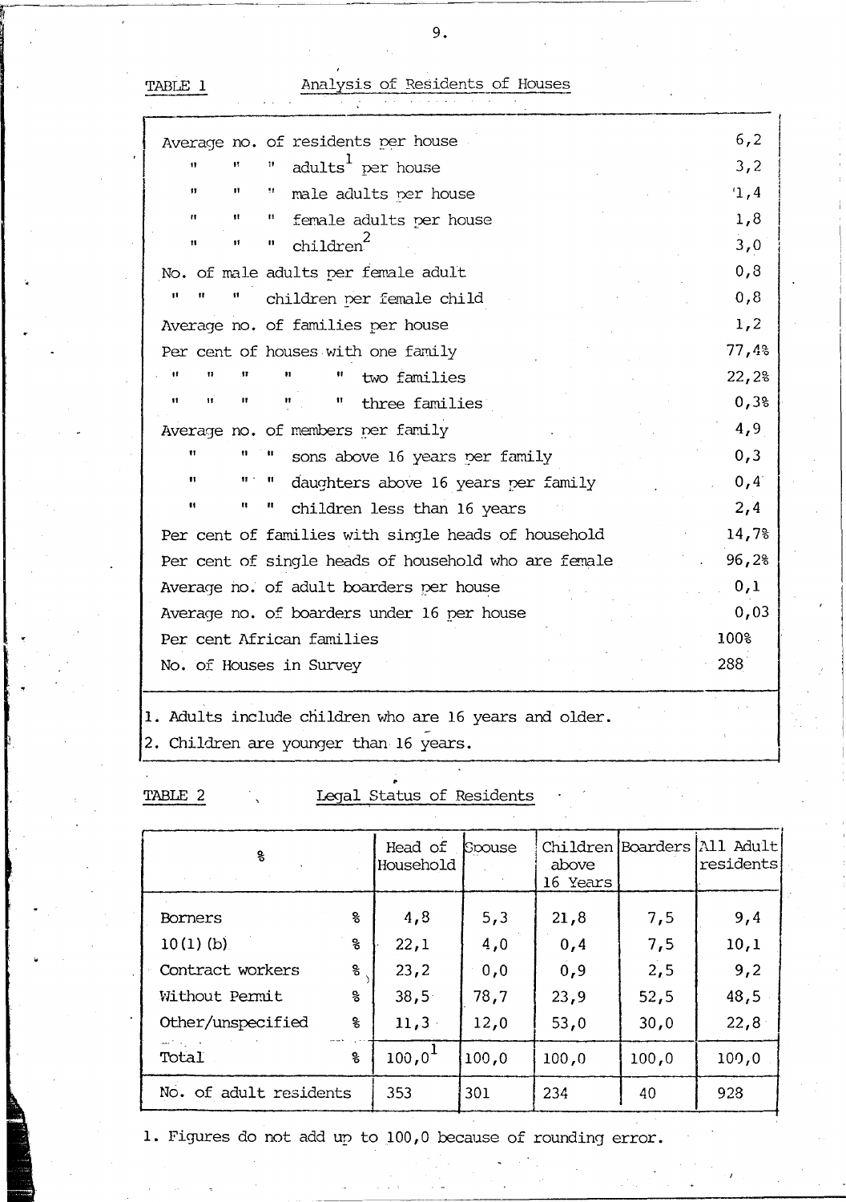TABLE 1 Analysis of Residents of Houses

| | |
|---|---|
| Average no. of residents per house | 6,2 |
| " " " adults[1] per house | 3,2 |
| " " " male adults per house | 1,4 |
| " " " female adults per house | 1,8 |
| " " " children[2] | 3,0 |
| No. of male adults per female adult | 0,8 |
| " " " children per female child | 0,8 |
| Average no. of families per house | 1,2 |
| Per cent of houses with one family | 77,4% |
| " " " " " two families | 22,2% |
| " " " " " three families | 0,3% |
| Average no. of members per family | 4,9 |
| " " " sons above 16 years per family | 0,3 |
| " " " daughters above 16 years per family | 0,4 |
| " " " children less than 16 years | 2,4 |
| Per cent of families with single heads of household | 14,7% |
| Per cent of single heads of household who are female | 96,2% |
| Average no. of adult boarders per house | 0,1 |
| Average no. of boarders under 16 per house | 0,03 |
| Per cent African families | 100% |
| No. of Houses in Survey | 288 |

1. Adults include children who are 16 years and older.
2. Children are younger than 16 years.

TABLE 2 Legal Status of Residents

| % | | Head of Household | Spouse | Children above 16 Years | Boarders | All Adult residents |
|---|---|---|---|---|---|---|
| Borners | % | 4,8 | 5,3 | 21,8 | 7,5 | 9,4 |
| 10(1)(b) | % | 22,1 | 4,0 | 0,4 | 7,5 | 10,1 |
| Contract workers | % | 23,2 | 0,0 | 0,9 | 2,5 | 9,2 |
| Without Permit | % | 38,5 | 78,7 | 23,9 | 52,5 | 48,5 |
| Other/unspecified | % | 11,3 | 12,0 | 53,0 | 30,0 | 22,8 |
| Total | % | 100,0[1] | 100,0 | 100,0 | 100,0 | 100,0 |
| No. of adult residents | | 353 | 301 | 234 | 40 | 928 |

1. Figures do not add up to 100,0 because of rounding error.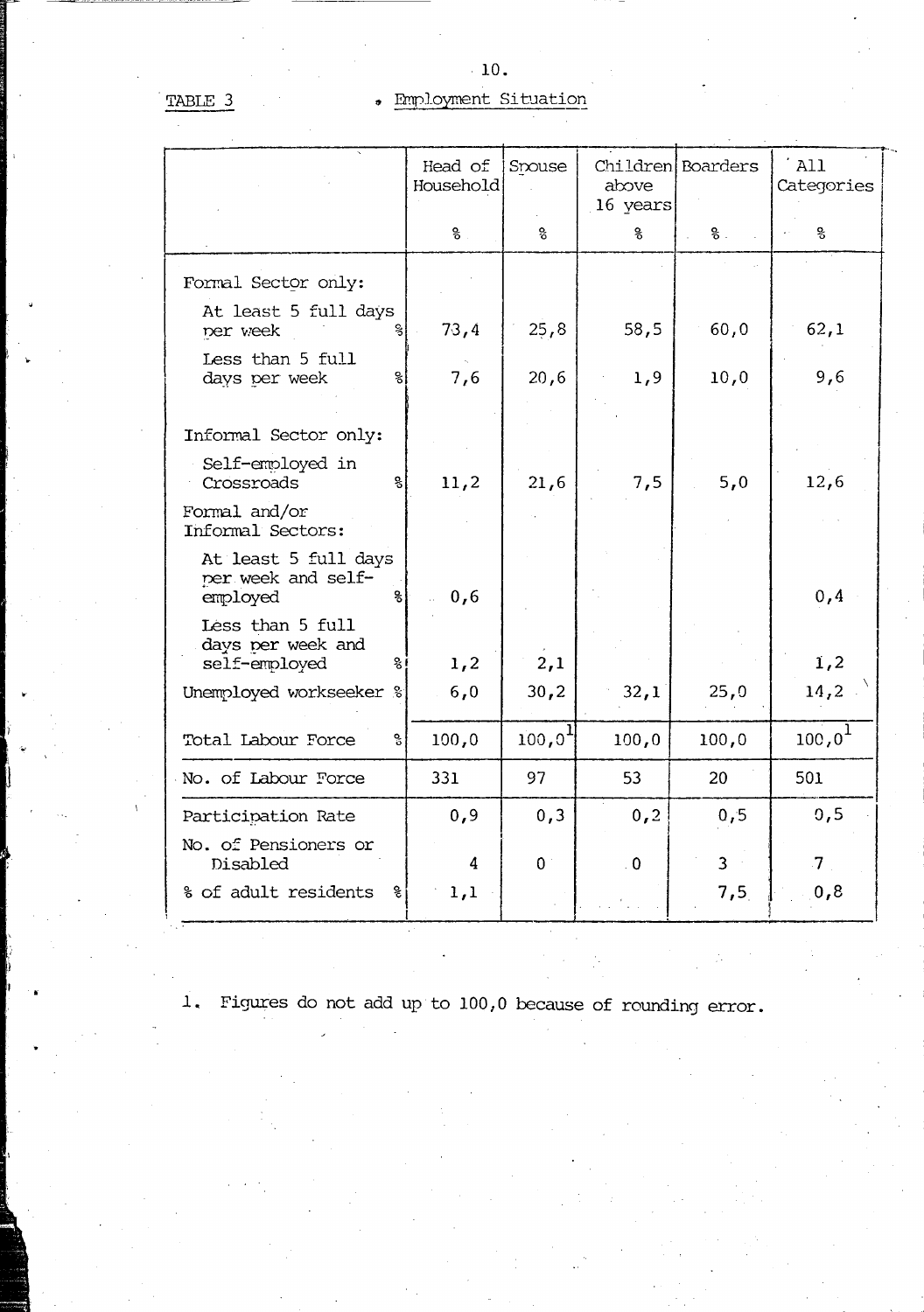TABLE 3 Employment Situation

| | Head of Household % | Spouse % | Children above 16 years % | Boarders % | All Categories % |
|---|---|---|---|---|---|
| Formal Sector only: | | | | | |
| At least 5 full days per week % | 73,4 | 25,8 | 58,5 | 60,0 | 62,1 |
| Less than 5 full days per week % | 7,6 | 20,6 | 1,9 | 10,0 | 9,6 |
| Informal Sector only: | | | | | |
| Self-employed in Crossroads % | 11,2 | 21,6 | 7,5 | 5,0 | 12,6 |
| Formal and/or Informal Sectors: | | | | | |
| At least 5 full days per week and self-employed % | 0,6 | | | | 0,4 |
| Less than 5 full days per week and self-employed % | 1,2 | 2,1 | | | 1,2 |
| Unemployed workseeker % | 6,0 | 30,2 | 32,1 | 25,0 | 14,2 |
| Total Labour Force % | 100,0 | 100,0[1] | 100,0 | 100,0 | 100,0[1] |
| No. of Labour Force | 331 | 97 | 53 | 20 | 501 |
| Participation Rate | 0,9 | 0,3 | 0,2 | 0,5 | 0,5 |
| No. of Pensioners or Disabled | 4 | 0 | 0 | 3 | 7 |
| % of adult residents % | 1,1 | | | 7,5 | 0,8 |

1. Figures do not add up to 100,0 because of rounding error.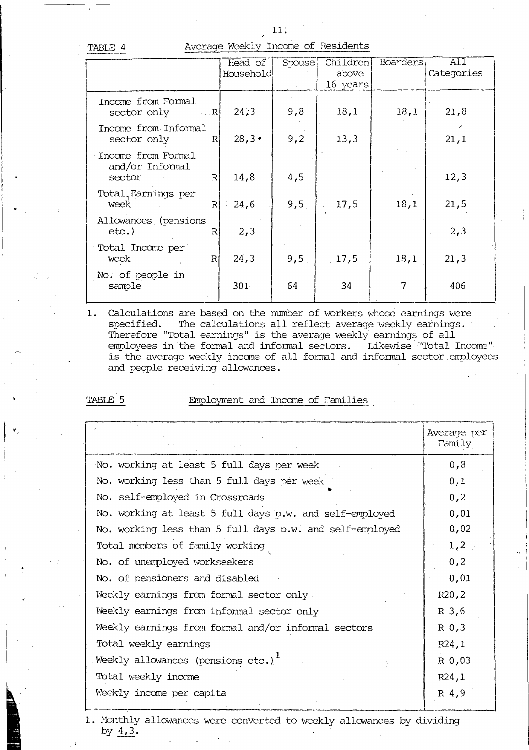TABLE 4 Average Weekly Income of Residents

| | Head of Household | Spouse | Children above 16 years | Boarders | All Categories |
|---|---|---|---|---|---|
| Income from Formal sector only R | 24,3 | 9,8 | 18,1 | 18,1 | 21,8 |
| Income from Informal sector only R | 28,3 | 9,2 | 13,3 | | 21,1 |
| Income from Formal and/or Informal sector R | 14,8 | 4,5 | | | 12,3 |
| Total Earnings per week[1] R | 24,6 | 9,5 | 17,5 | 18,1 | 21,5 |
| Allowances (pensions etc.) R | 2,3 | | | | 2,3 |
| Total Income per week R | 24,3 | 9,5 | 17,5 | 18,1 | 21,3 |
| No. of people in sample | 301 | 64 | 34 | 7 | 406 |

1. Calculations are based on the number of workers whose earnings were specified. The calculations all reflect average weekly earnings. Therefore "Total earnings" is the average weekly earnings of all employees in the formal and informal sectors. Likewise "Total Income" is the average weekly income of all formal and informal sector employees and people receiving allowances.

TABLE 5 Employment and Income of Families

| | Average per Family |
|---|---|
| No. working at least 5 full days per week | 0,8 |
| No. working less than 5 full days per week | 0,1 |
| No. self-employed in Crossroads | 0,2 |
| No. working at least 5 full days p.w. and self-employed | 0,01 |
| No. working less than 5 full days p.w. and self-employed | 0,02 |
| Total members of family working | 1,2 |
| No. of unemployed workseekers | 0,2 |
| No. of pensioners and disabled | 0,01 |
| Weekly earnings from formal sector only | R20,2 |
| Weekly earnings from informal sector only | R 3,6 |
| Weekly earnings from formal and/or informal sectors | R 0,3 |
| Total weekly earnings | R24,1 |
| Weekly allowances (pensions etc.)[1] | R 0,03 |
| Total weekly income | R24,1 |
| Weekly income per capita | R 4,9 |

1. Monthly allowances were converted to weekly allowances by dividing by 4,3.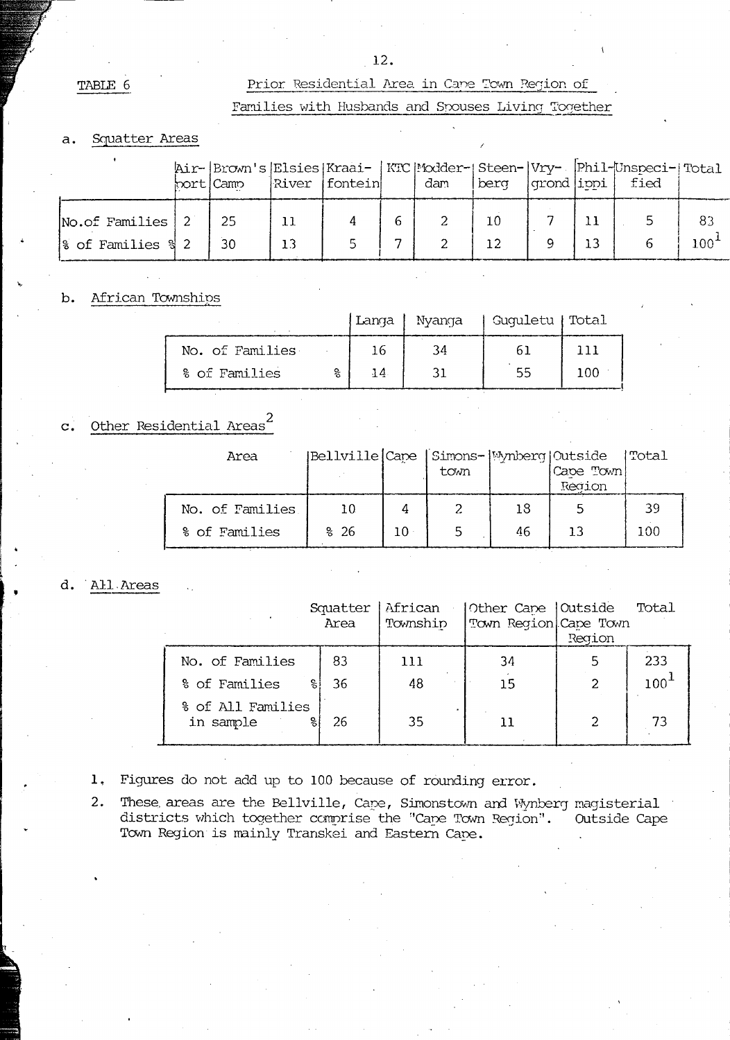TABLE 6

Prior Residential Area in Cape Town Region of Families with Husbands and Spouses Living Together

a. Squatter Areas

| | Air-port | Brown's Camp | Elsies River | Kraai-fontein | KTC | Modder-dam | Steen-berg | Vry-grond | Phil-ippi | Unspeci-fied | Total |
|---|---|---|---|---|---|---|---|---|---|---|---|
| No.of Families | 2 | 25 | 11 | 4 | 6 | 2 | 10 | 7 | 11 | 5 | 83 |
| % of Families % | 2 | 30 | 13 | 5 | 7 | 2 | 12 | 9 | 13 | 6 | 100[1] |

b. African Townships

| | Langa | Nyanga | Guguletu | Total |
|---|---|---|---|---|
| No. of Families | 16 | 34 | 61 | 111 |
| % of Families % | 14 | 31 | 55 | 100 |

c. Other Residential Areas[2]

| Area | Bellville | Cape | Simons-town | Wynberg | Outside Cape Town Region | Total |
|---|---|---|---|---|---|---|
| No. of Families | 10 | 4 | 2 | 18 | 5 | 39 |
| % of Families | % 26 | 10 | 5 | 46 | 13 | 100 |

d. All Areas

| | Squatter Area | African Township | Other Cape Town Region | Outside Cape Town Region | Total |
|---|---|---|---|---|---|
| No. of Families | 83 | 111 | 34 | 5 | 233 |
| % of Families % | 36 | 48 | 15 | 2 | 100[1] |
| % of All Families in sample % | 26 | 35 | 11 | 2 | 73 |

1. Figures do not add up to 100 because of rounding error.
2. These areas are the Bellville, Cape, Simonstown and Wynberg magisterial districts which together comprise the "Cape Town Region". Outside Cape Town Region is mainly Transkei and Eastern Cape.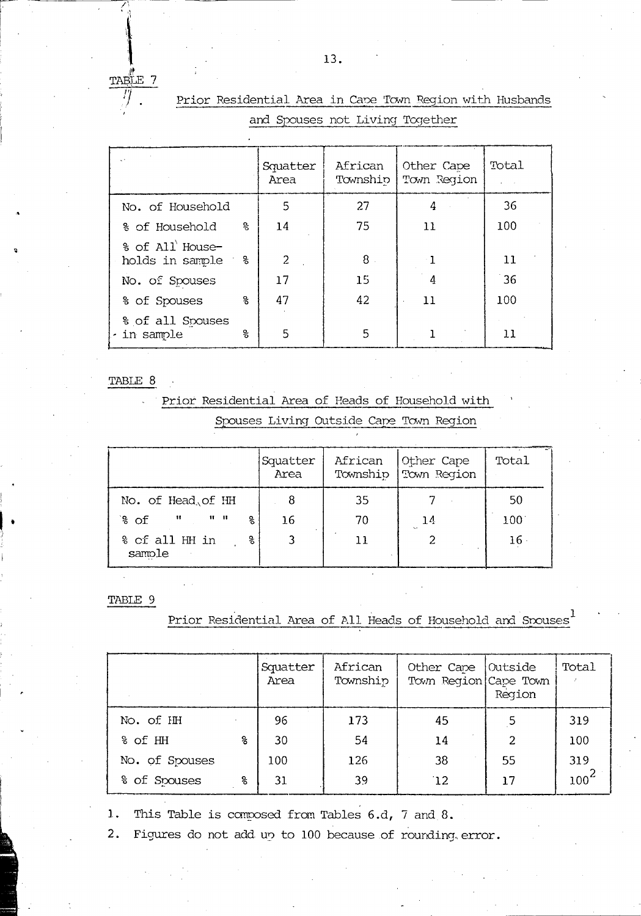TABLE 7

Prior Residential Area in Cape Town Region with Husbands and Spouses not Living Together

| | Squatter Area | African Township | Other Cape Town Region | Total |
|---|---|---|---|---|
| No. of Household | 5 | 27 | 4 | 36 |
| % of Household % | 14 | 75 | 11 | 100 |
| % of All Households in sample % | 2 | 8 | 1 | 11 |
| No. of Spouses | 17 | 15 | 4 | 36 |
| % of Spouses % | 47 | 42 | 11 | 100 |
| % of all Spouses in sample % | 5 | 5 | 1 | 11 |

TABLE 8

Prior Residential Area of Heads of Household with Spouses Living Outside Cape Town Region

| | Squatter Area | African Township | Other Cape Town Region | Total |
|---|---|---|---|---|
| No. of Head of HH | 8 | 35 | 7 | 50 |
| % of " " " % | 16 | 70 | 14 | 100 |
| % of all HH in sample % | 3 | 11 | 2 | 16 |

TABLE 9

Prior Residential Area of All Heads of Household and Spouses[1]

| | Squatter Area | African Township | Other Cape Town Region | Outside Cape Town Region | Total |
|---|---|---|---|---|---|
| No. of HH | 96 | 173 | 45 | 5 | 319 |
| % of HH % | 30 | 54 | 14 | 2 | 100 |
| No. of Spouses | 100 | 126 | 38 | 55 | 319 |
| % of Spouses % | 31 | 39 | 12 | 17 | 100[2] |

1. This Table is composed from Tables 6.d, 7 and 8.
2. Figures do not add up to 100 because of rounding error.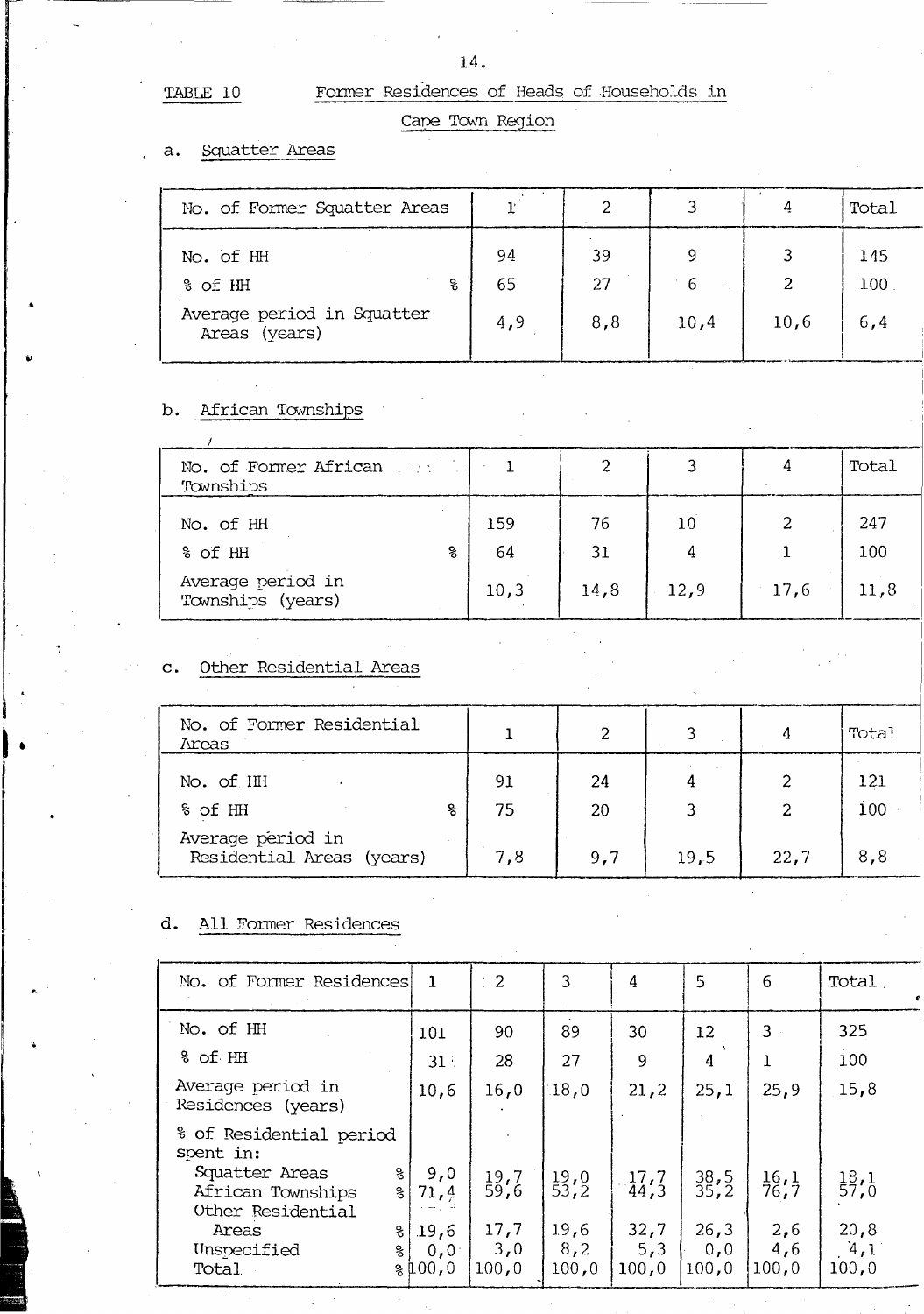## TABLE 10 Former Residences of Heads of Households in Cape Town Region

### a. Squatter Areas

| No. of Former Squatter Areas | 1 | 2 | 3 | 4 | Total |
|---|---|---|---|---|---|
| No. of HH | 94 | 39 | 9 | 3 | 145 |
| % of HH % | 65 | 27 | 6 | 2 | 100 |
| Average period in Squatter Areas (years) | 4,9 | 8,8 | 10,4 | 10,6 | 6,4 |

### b. African Townships

| No. of Former African Townships | 1 | 2 | 3 | 4 | Total |
|---|---|---|---|---|---|
| No. of HH | 159 | 76 | 10 | 2 | 247 |
| % of HH % | 64 | 31 | 4 | 1 | 100 |
| Average period in Townships (years) | 10,3 | 14,8 | 12,9 | 17,6 | 11,8 |

### c. Other Residential Areas

| No. of Former Residential Areas | 1 | 2 | 3 | 4 | Total |
|---|---|---|---|---|---|
| No. of HH | 91 | 24 | 4 | 2 | 121 |
| % of HH % | 75 | 20 | 3 | 2 | 100 |
| Average period in Residential Areas (years) | 7,8 | 9,7 | 19,5 | 22,7 | 8,8 |

### d. All Former Residences

| No. of Former Residences | 1 | 2 | 3 | 4 | 5 | 6 | Total |
|---|---|---|---|---|---|---|---|
| No. of HH | 101 | 90 | 89 | 30 | 12 | 3 | 325 |
| % of HH | 31 | 28 | 27 | 9 | 4 | 1 | 100 |
| Average period in Residences (years) | 10,6 | 16,0 | 18,0 | 21,2 | 25,1 | 25,9 | 15,8 |
| % of Residential period spent in: | | | | | | | |
| Squatter Areas % | 9,0 | 19,7 | 19,0 | 17,7 | 38,5 | 16,1 | 18,1 |
| African Townships % | 71,4 | 59,6 | 53,2 | 44,3 | 35,2 | 76,7 | 57,0 |
| Other Residential Areas % | 19,6 | 17,7 | 19,6 | 32,7 | 26,3 | 2,6 | 20,8 |
| Unspecified % | 0,0 | 3,0 | 8,2 | 5,3 | 0,0 | 4,6 | 4,1 |
| Total % | 100,0 | 100,0 | 100,0 | 100,0 | 100,0 | 100,0 | 100,0 |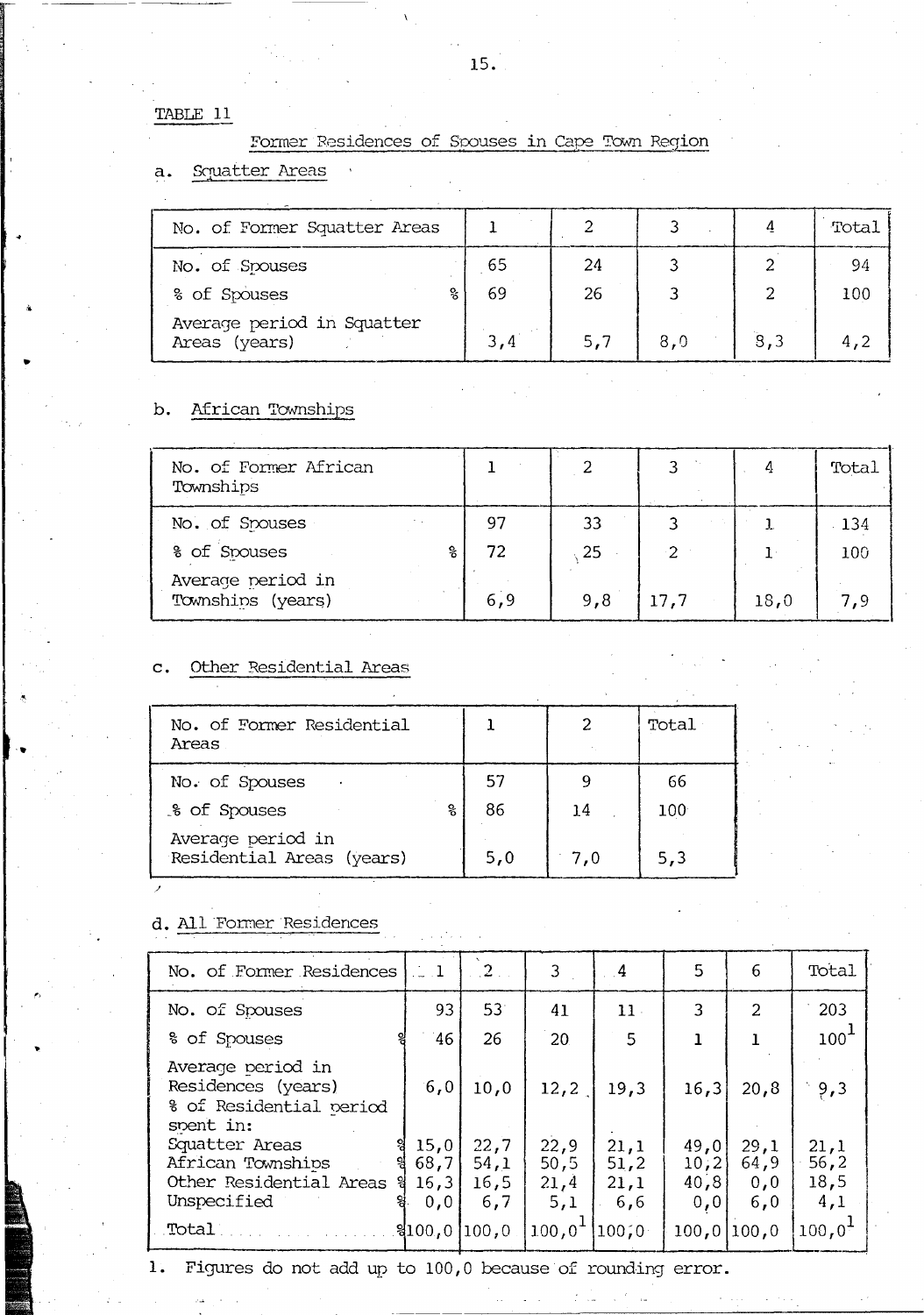TABLE 11

Former Residences of Spouses in Cape Town Region

a. Squatter Areas

| No. of Former Squatter Areas | 1 | 2 | 3 | 4 | Total |
|---|---|---|---|---|---|
| No. of Spouses | 65 | 24 | 3 | 2 | 94 |
| % of Spouses % | 69 | 26 | 3 | 2 | 100 |
| Average period in Squatter Areas (years) | 3,4 | 5,7 | 8,0 | 8,3 | 4,2 |

b. African Townships

| No. of Former African Townships | 1 | 2 | 3 | 4 | Total |
|---|---|---|---|---|---|
| No. of Spouses | 97 | 33 | 3 | 1 | 134 |
| % of Spouses % | 72 | 25 | 2 | 1 | 100 |
| Average period in Townships (years) | 6,9 | 9,8 | 17,7 | 18,0 | 7,9 |

c. Other Residential Areas

| No. of Former Residential Areas | 1 | 2 | Total |
|---|---|---|---|
| No. of Spouses | 57 | 9 | 66 |
| % of Spouses % | 86 | 14 | 100 |
| Average period in Residential Areas (years) | 5,0 | 7,0 | 5,3 |

d. All Former Residences

| No. of Former Residences | 1 | 2 | 3 | 4 | 5 | 6 | Total |
|---|---|---|---|---|---|---|---|
| No. of Spouses | 93 | 53 | 41 | 11 | 3 | 2 | 203 |
| % of Spouses % | 46 | 26 | 20 | 5 | 1 | 1 | 100[1] |
| Average period in Residences (years) | 6,0 | 10,0 | 12,2 | 19,3 | 16,3 | 20,8 | 9,3 |
| % of Residential period spent in: | | | | | | | |
| Squatter Areas % | 15,0 | 22,7 | 22,9 | 21,1 | 49,0 | 29,1 | 21,1 |
| African Townships % | 68,7 | 54,1 | 50,5 | 51,2 | 10,2 | 64,9 | 56,2 |
| Other Residential Areas % | 16,3 | 16,5 | 21,4 | 21,1 | 40,8 | 0,0 | 18,5 |
| Unspecified % | 0,0 | 6,7 | 5,1 | 6,6 | 0,0 | 6,0 | 4,1 |
| Total % | 100,0 | 100,0 | 100,0[1] | 100,0 | 100,0 | 100,0 | 100,0[1] |

1. Figures do not add up to 100,0 because of rounding error.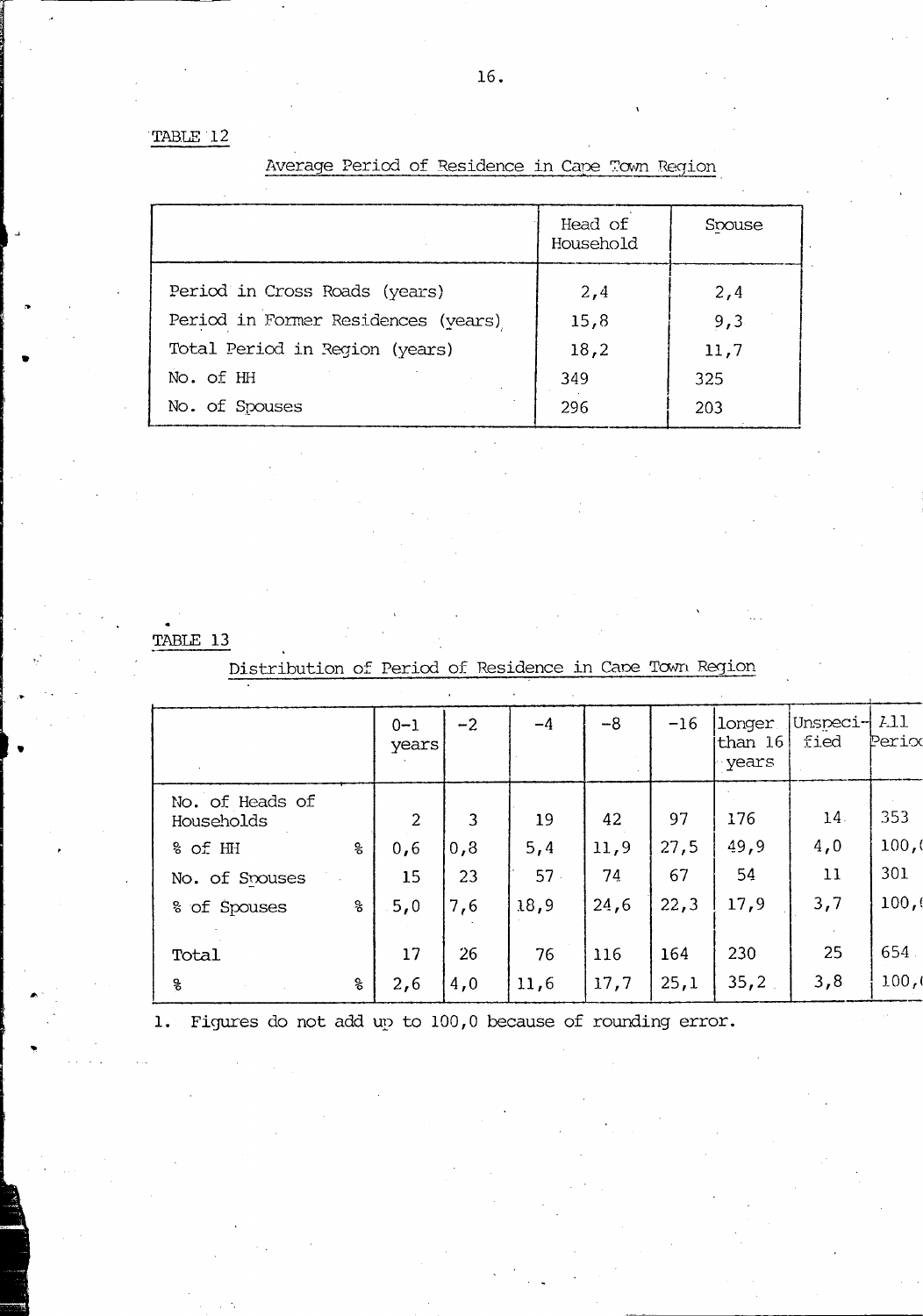TABLE 12

Average Period of Residence in Cape Town Region

| | Head of Household | Spouse |
|---|---|---|
| Period in Cross Roads (years) | 2,4 | 2,4 |
| Period in Former Residences (years) | 15,8 | 9,3 |
| Total Period in Region (years) | 18,2 | 11,7 |
| No. of HH | 349 | 325 |
| No. of Spouses | 296 | 203 |

TABLE 13

Distribution of Period of Residence in Cape Town Region

| | | 0-1 years | -2 | -4 | -8 | -16 | longer than 16 years | Unspecified | All Period |
|---|---|---|---|---|---|---|---|---|---|
| No. of Heads of Households | | 2 | 3 | 19 | 42 | 97 | 176 | 14 | 353 |
| % of HH | % | 0,6 | 0,8 | 5,4 | 11,9 | 27,5 | 49,9 | 4,0 | 100,( |
| No. of Spouses | | 15 | 23 | 57 | 74 | 67 | 54 | 11 | 301 |
| % of Spouses | % | 5,0 | 7,6 | 18,9 | 24,6 | 22,3 | 17,9 | 3,7 | 100,( |
| Total | | 17 | 26 | 76 | 116 | 164 | 230 | 25 | 654 |
| % | % | 2,6 | 4,0 | 11,6 | 17,7 | 25,1 | 35,2 | 3,8 | 100,( |

1. Figures do not add up to 100,0 because of rounding error.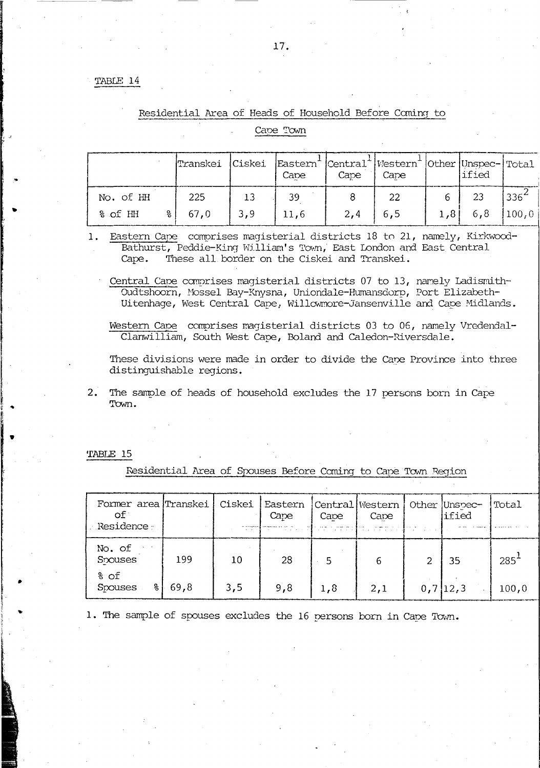TABLE 14

Residential Area of Heads of Household Before Coming to Cape Town

| | Transkei | Ciskei | Eastern[1] Cape | Central[1] Cape | Western[1] Cape | Other | Unspecified | Total |
|---|---|---|---|---|---|---|---|---|
| No. of HH | 225 | 13 | 39 | 8 | 22 | 6 | 23 | 336[2] |
| % of HH % | 67,0 | 3,9 | 11,6 | 2,4 | 6,5 | 1,8 | 6,8 | 100,0 |

1. Eastern Cape comprises magisterial districts 18 to 21, namely, Kirkwood-Bathurst, Peddie-King William's Town, East London and East Central Cape. These all border on the Ciskei and Transkei.

   Central Cape comprises magisterial districts 07 to 13, namely Ladismith-Oudtshoorn, Mossel Bay-Knysna, Uniondale-Humansdorp, Port Elizabeth-Uitenhage, West Central Cape, Willowmore-Jansenville and Cape Midlands.

   Western Cape comprises magisterial districts 03 to 06, namely Vredendal-Clanwilliam, South West Cape, Boland and Caledon-Riversdale.

   These divisions were made in order to divide the Cape Province into three distinguishable regions.

2. The sample of heads of household excludes the 17 persons born in Cape Town.

TABLE 15

Residential Area of Spouses Before Coming to Cape Town Region

| Former area of Residence | Transkei | Ciskei | Eastern Cape | Central Cape | Western Cape | Other | Unspecified | Total |
|---|---|---|---|---|---|---|---|---|
| No. of Spouses | 199 | 10 | 28 | 5 | 6 | 2 | 35 | 285[1] |
| % of Spouses % | 69,8 | 3,5 | 9,8 | 1,8 | 2,1 | 0,7 | 12,3 | 100,0 |

1. The sample of spouses excludes the 16 persons born in Cape Town.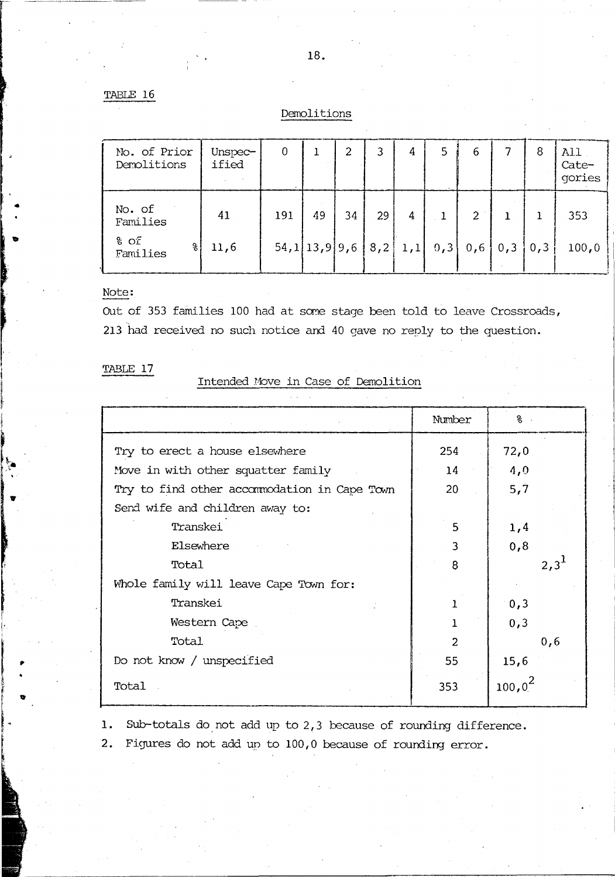TABLE 16

Demolitions

| No. of Prior Demolitions | Unspec-ified | 0 | 1 | 2 | 3 | 4 | 5 | 6 | 7 | 8 | All Cate-gories |
|---|---|---|---|---|---|---|---|---|---|---|---|
| No. of Families | 41 | 191 | 49 | 34 | 29 | 4 | 1 | 2 | 1 | 1 | 353 |
| % of Families % | 11,6 | 54,1 | 13,9 | 9,6 | 8,2 | 1,1 | 0,3 | 0,6 | 0,3 | 0,3 | 100,0 |

Note:
Out of 353 families 100 had at some stage been told to leave Crossroads, 213 had received no such notice and 40 gave no reply to the question.

TABLE 17

Intended Move in Case of Demolition

| | Number | % | |
|---|---|---|---|
| Try to erect a house elsewhere | 254 | 72,0 | |
| Move in with other squatter family | 14 | 4,0 | |
| Try to find other accommodation in Cape Town | 20 | 5,7 | |
| Send wife and children away to: | | | |
| Transkei | 5 | 1,4 | |
| Elsewhere | 3 | 0,8 | |
| Total | 8 | | 2,3[1] |
| Whole family will leave Cape Town for: | | | |
| Transkei | 1 | 0,3 | |
| Western Cape | 1 | 0,3 | |
| Total | 2 | | 0,6 |
| Do not know / unspecified | 55 | 15,6 | |
| Total | 353 | 100,0[2] | |

1. Sub-totals do not add up to 2,3 because of rounding difference.
2. Figures do not add up to 100,0 because of rounding error.